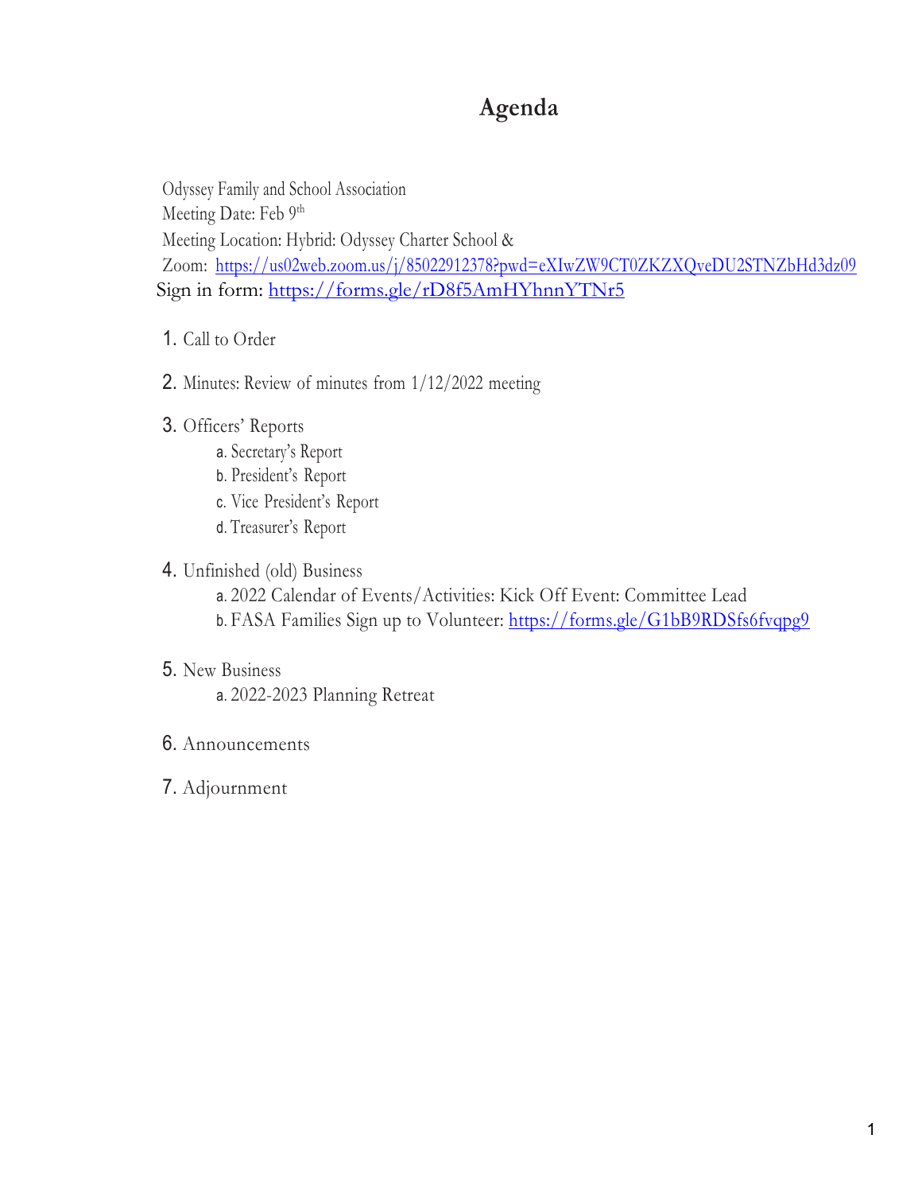# Agenda

Odyssey Family and School Association
Meeting Date: Feb 9th
Meeting Location: Hybrid: Odyssey Charter School &
Zoom: https://us02web.zoom.us/j/85022912378?pwd=eXIwZW9CT0ZKZXQveDU2STNZbHd3dz09
Sign in form: https://forms.gle/rD8f5AmHYhnnYTNr5

1. Call to Order
2. Minutes: Review of minutes from 1/12/2022 meeting
3. Officers' Reports
   a. Secretary's Report
   b. President's Report
   c. Vice President's Report
   d. Treasurer's Report
4. Unfinished (old) Business
   a. 2022 Calendar of Events/Activities: Kick Off Event: Committee Lead
   b. FASA Families Sign up to Volunteer: https://forms.gle/G1bB9RDSfs6fvqpg9
5. New Business
   a. 2022-2023 Planning Retreat
6. Announcements
7. Adjournment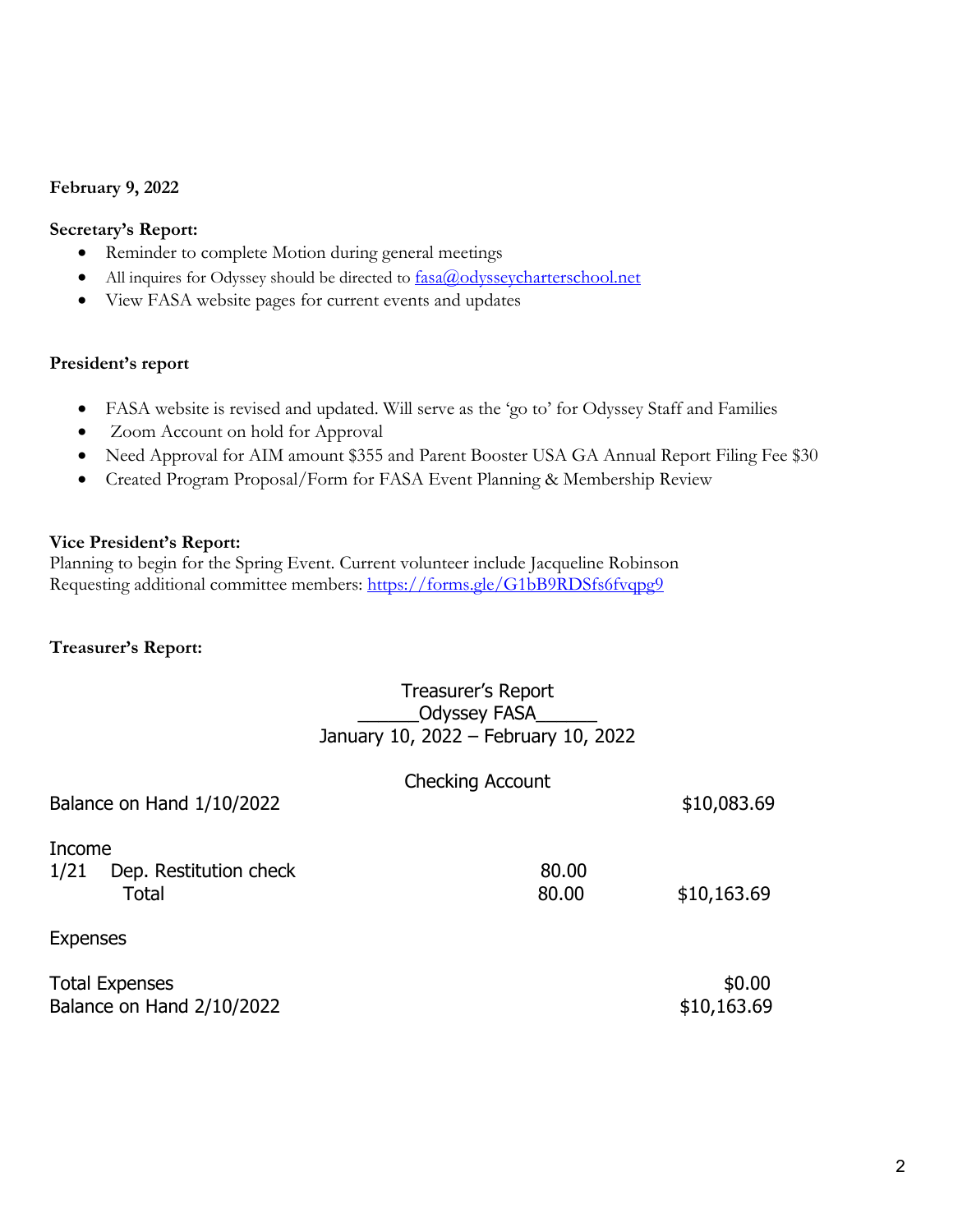**February 9, 2022**

**Secretary's Report:**

- Reminder to complete Motion during general meetings
- All inquires for Odyssey should be directed to fasa@odysseycharterschool.net
- View FASA website pages for current events and updates

**President's report**

- FASA website is revised and updated. Will serve as the 'go to' for Odyssey Staff and Families
- Zoom Account on hold for Approval
- Need Approval for AIM amount $355 and Parent Booster USA GA Annual Report Filing Fee $30
- Created Program Proposal/Form for FASA Event Planning & Membership Review

**Vice President's Report:**

Planning to begin for the Spring Event. Current volunteer include Jacqueline Robinson
Requesting additional committee members: https://forms.gle/G1bB9RDSfs6fvqpg9

**Treasurer's Report:**

Treasurer's Report
\_\_\_\_\_\_Odyssey FASA\_\_\_\_\_\_
January 10, 2022 – February 10, 2022

Checking Account

| | | | |
|---|---|---|---|
| Balance on Hand 1/10/2022 | | | $10,083.69 |
| Income | | | |
| 1/21 | Dep. Restitution check | 80.00 | |
| | Total | 80.00 | $10,163.69 |
| Expenses | | | |
| Total Expenses | | | $0.00 |
| Balance on Hand 2/10/2022 | | | $10,163.69 |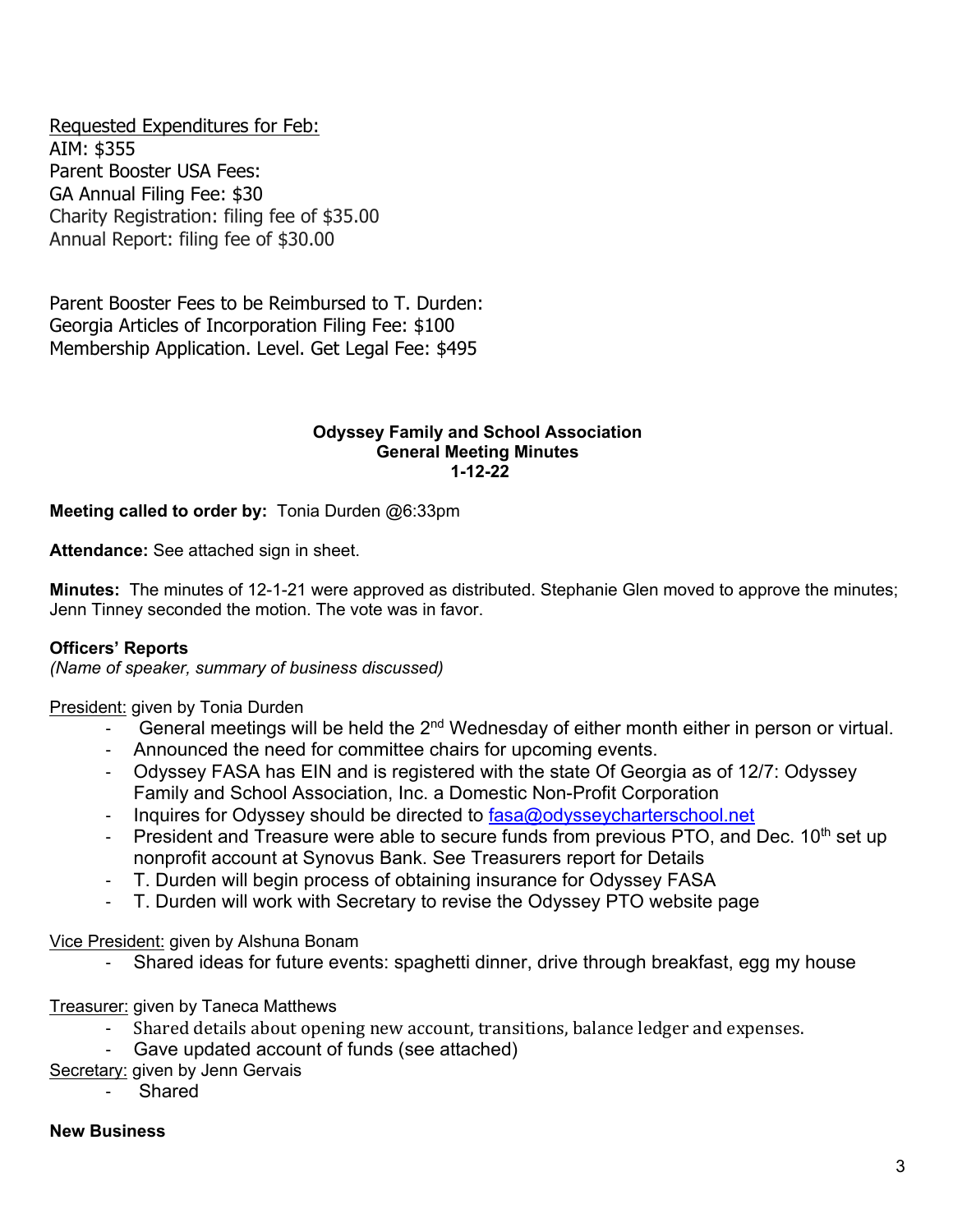Requested Expenditures for Feb:
AIM: $355
Parent Booster USA Fees:
GA Annual Filing Fee: $30
Charity Registration: filing fee of $35.00
Annual Report: filing fee of $30.00

Parent Booster Fees to be Reimbursed to T. Durden:
Georgia Articles of Incorporation Filing Fee: $100
Membership Application. Level. Get Legal Fee: $495

**Odyssey Family and School Association**
**General Meeting Minutes**
**1-12-22**

**Meeting called to order by:** Tonia Durden @6:33pm

**Attendance:** See attached sign in sheet.

**Minutes:** The minutes of 12-1-21 were approved as distributed. Stephanie Glen moved to approve the minutes; Jenn Tinney seconded the motion. The vote was in favor.

**Officers' Reports**
*(Name of speaker, summary of business discussed)*

President: given by Tonia Durden

- General meetings will be held the 2nd Wednesday of either month either in person or virtual.
- Announced the need for committee chairs for upcoming events.
- Odyssey FASA has EIN and is registered with the state Of Georgia as of 12/7: Odyssey Family and School Association, Inc. a Domestic Non-Profit Corporation
- Inquires for Odyssey should be directed to fasa@odysseycharterschool.net
- President and Treasure were able to secure funds from previous PTO, and Dec. 10th set up nonprofit account at Synovus Bank. See Treasurers report for Details
- T. Durden will begin process of obtaining insurance for Odyssey FASA
- T. Durden will work with Secretary to revise the Odyssey PTO website page

Vice President: given by Alshuna Bonam

- Shared ideas for future events: spaghetti dinner, drive through breakfast, egg my house

Treasurer: given by Taneca Matthews

- Shared details about opening new account, transitions, balance ledger and expenses.
- Gave updated account of funds (see attached)

Secretary: given by Jenn Gervais

- Shared

**New Business**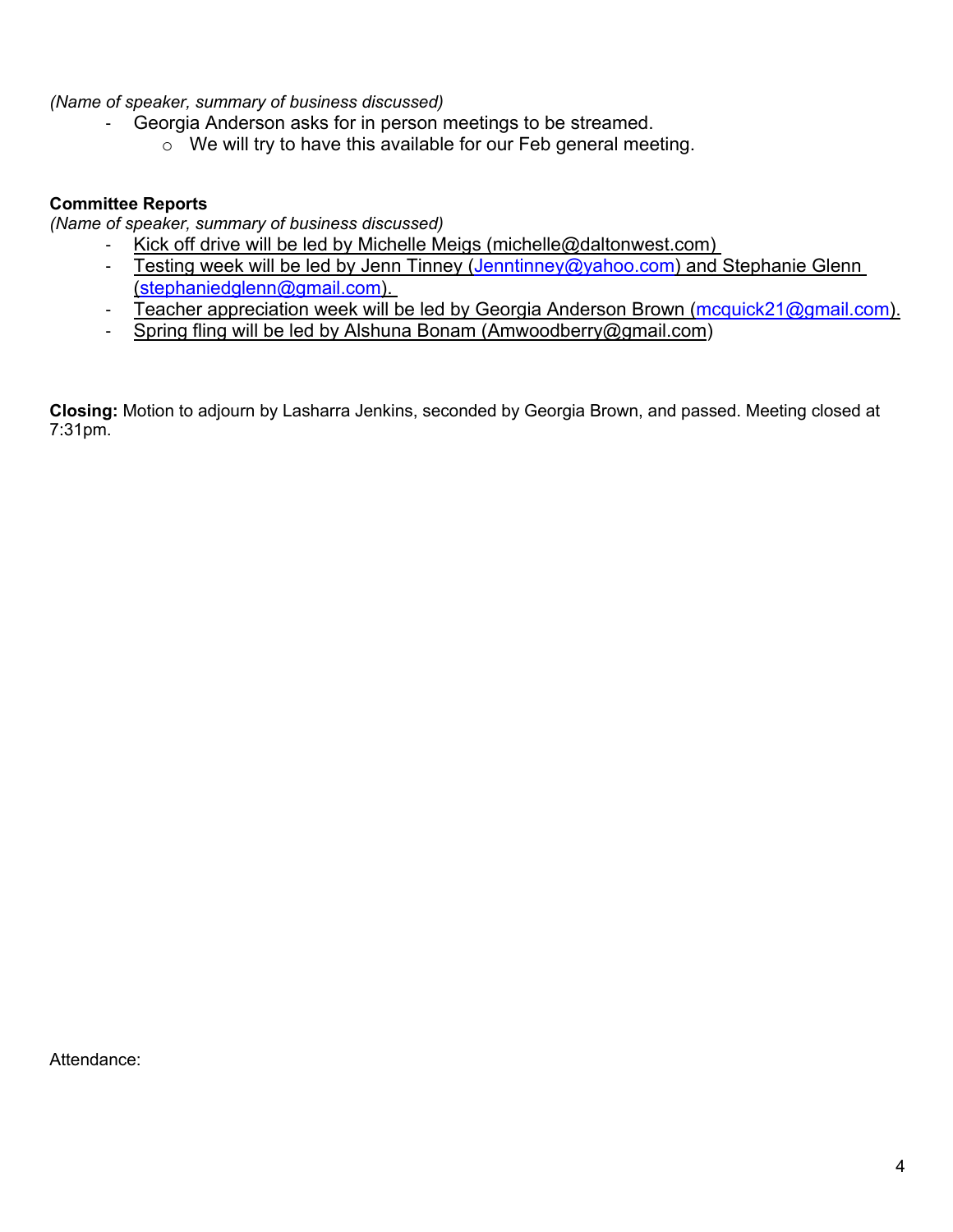*(Name of speaker, summary of business discussed)*

- Georgia Anderson asks for in person meetings to be streamed.
  - We will try to have this available for our Feb general meeting.

**Committee Reports**

*(Name of speaker, summary of business discussed)*

- Kick off drive will be led by Michelle Meigs (michelle@daltonwest.com)
- Testing week will be led by Jenn Tinney (Jenntinney@yahoo.com) and Stephanie Glenn (stephaniedglenn@gmail.com).
- Teacher appreciation week will be led by Georgia Anderson Brown (mcquick21@gmail.com).
- Spring fling will be led by Alshuna Bonam (Amwoodberry@gmail.com)

**Closing:** Motion to adjourn by Lasharra Jenkins, seconded by Georgia Brown, and passed. Meeting closed at 7:31pm.

Attendance: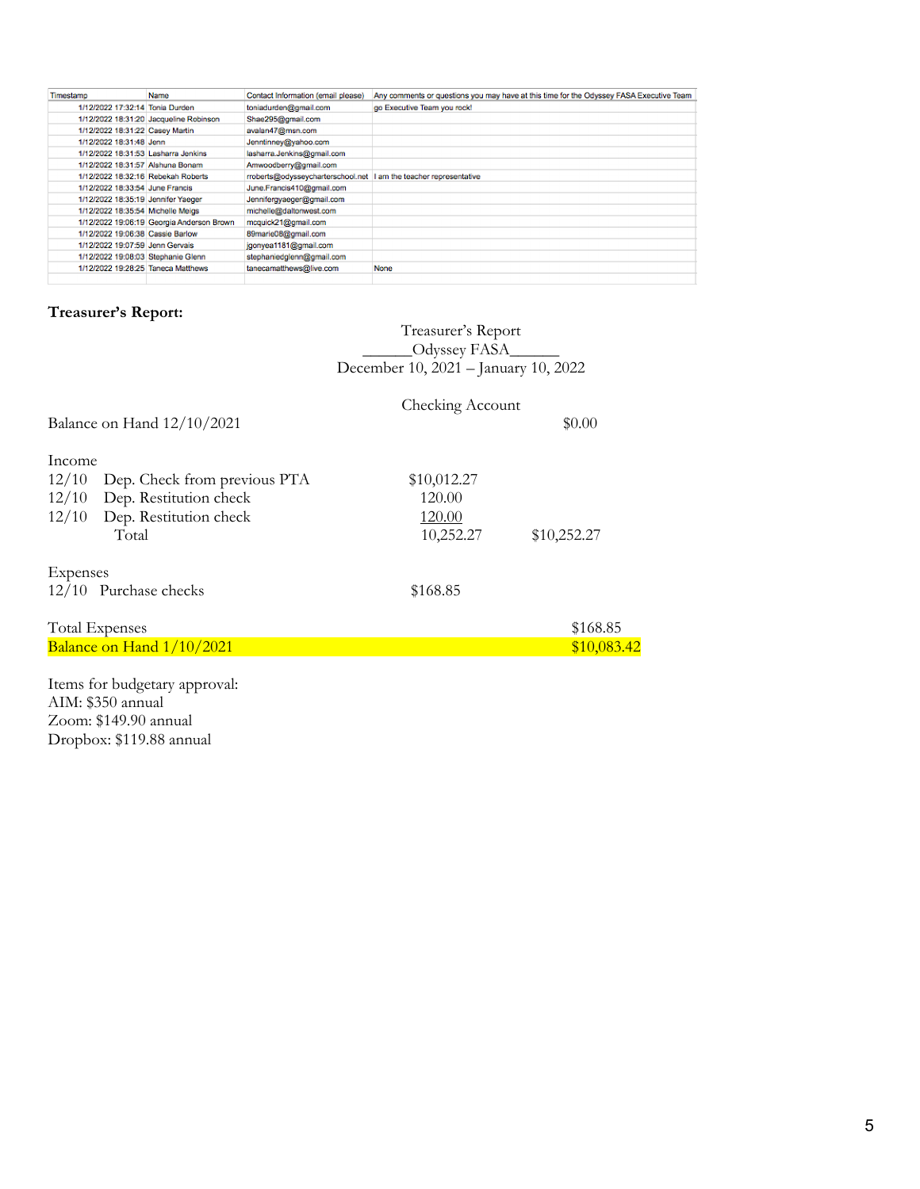| Timestamp | Name | Contact Information (email please) | Any comments or questions you may have at this time for the Odyssey FASA Executive Team |
|---|---|---|---|
| 1/12/2022 17:32:14 | Tonia Durden | toniadurden@gmail.com | go Executive Team you rock! |
| 1/12/2022 18:31:20 | Jacqueline Robinson | Shae295@gmail.com | |
| 1/12/2022 18:31:22 | Casey Martin | avalan47@msn.com | |
| 1/12/2022 18:31:48 | Jenn | Jenntinney@yahoo.com | |
| 1/12/2022 18:31:53 | Lasharra Jenkins | lasharra.Jenkins@gmail.com | |
| 1/12/2022 18:31:57 | Alshuna Bonam | Amwoodberry@gmail.com | |
| 1/12/2022 18:32:16 | Rebekah Roberts | rroberts@odysseycharterschool.net | I am the teacher representative |
| 1/12/2022 18:33:54 | June Francis | June.Francis410@gmail.com | |
| 1/12/2022 18:35:19 | Jennifer Yaeger | Jennifergyaeger@gmail.com | |
| 1/12/2022 18:35:54 | Michelle Meigs | michelle@daltonwest.com | |
| 1/12/2022 19:06:19 | Georgia Anderson Brown | mcquick21@gmail.com | |
| 1/12/2022 19:06:38 | Cassie Barlow | 89marie08@gmail.com | |
| 1/12/2022 19:07:59 | Jenn Gervais | jgonyea1181@gmail.com | |
| 1/12/2022 19:08:03 | Stephanie Glenn | stephaniedglenn@gmail.com | |
| 1/12/2022 19:28:25 | Taneca Matthews | tanecamatthews@live.com | None |

**Treasurer's Report:**

Treasurer's Report
______Odyssey FASA______
December 10, 2021 – January 10, 2022

Checking Account

| | | | |
|---|---|---|---|
| Balance on Hand 12/10/2021 | | | $0.00 |
| **Income** | | | |
| 12/10 | Dep. Check from previous PTA | $10,012.27 | |
| 12/10 | Dep. Restitution check | 120.00 | |
| 12/10 | Dep. Restitution check | 120.00 | |
| | Total | 10,252.27 | $10,252.27 |
| **Expenses** | | | |
| 12/10 | Purchase checks | $168.85 | |
| Total Expenses | | | $168.85 |
| Balance on Hand 1/10/2021 | | | $10,083.42 |

Items for budgetary approval:
AIM: $350 annual
Zoom: $149.90 annual
Dropbox: $119.88 annual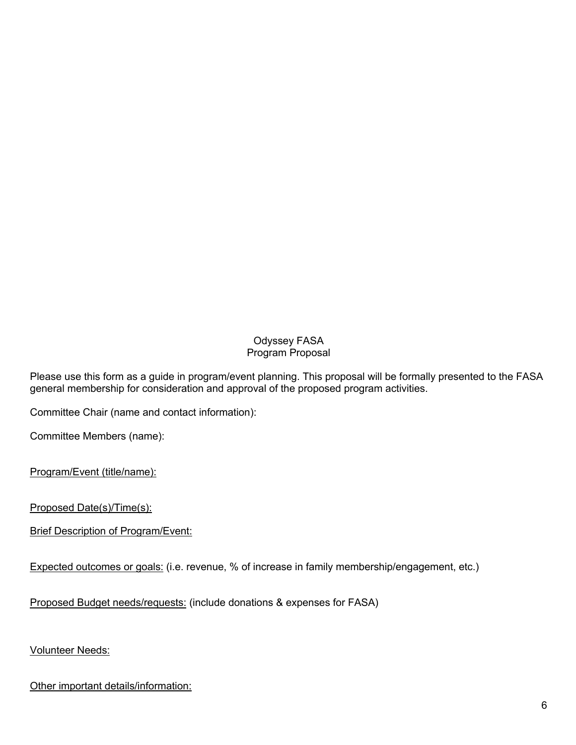# Odyssey FASA
## Program Proposal

Please use this form as a guide in program/event planning. This proposal will be formally presented to the FASA general membership for consideration and approval of the proposed program activities.

Committee Chair (name and contact information):

Committee Members (name):

Program/Event (title/name):

Proposed Date(s)/Time(s):

Brief Description of Program/Event:

Expected outcomes or goals: (i.e. revenue, % of increase in family membership/engagement, etc.)

Proposed Budget needs/requests: (include donations & expenses for FASA)

Volunteer Needs:

Other important details/information: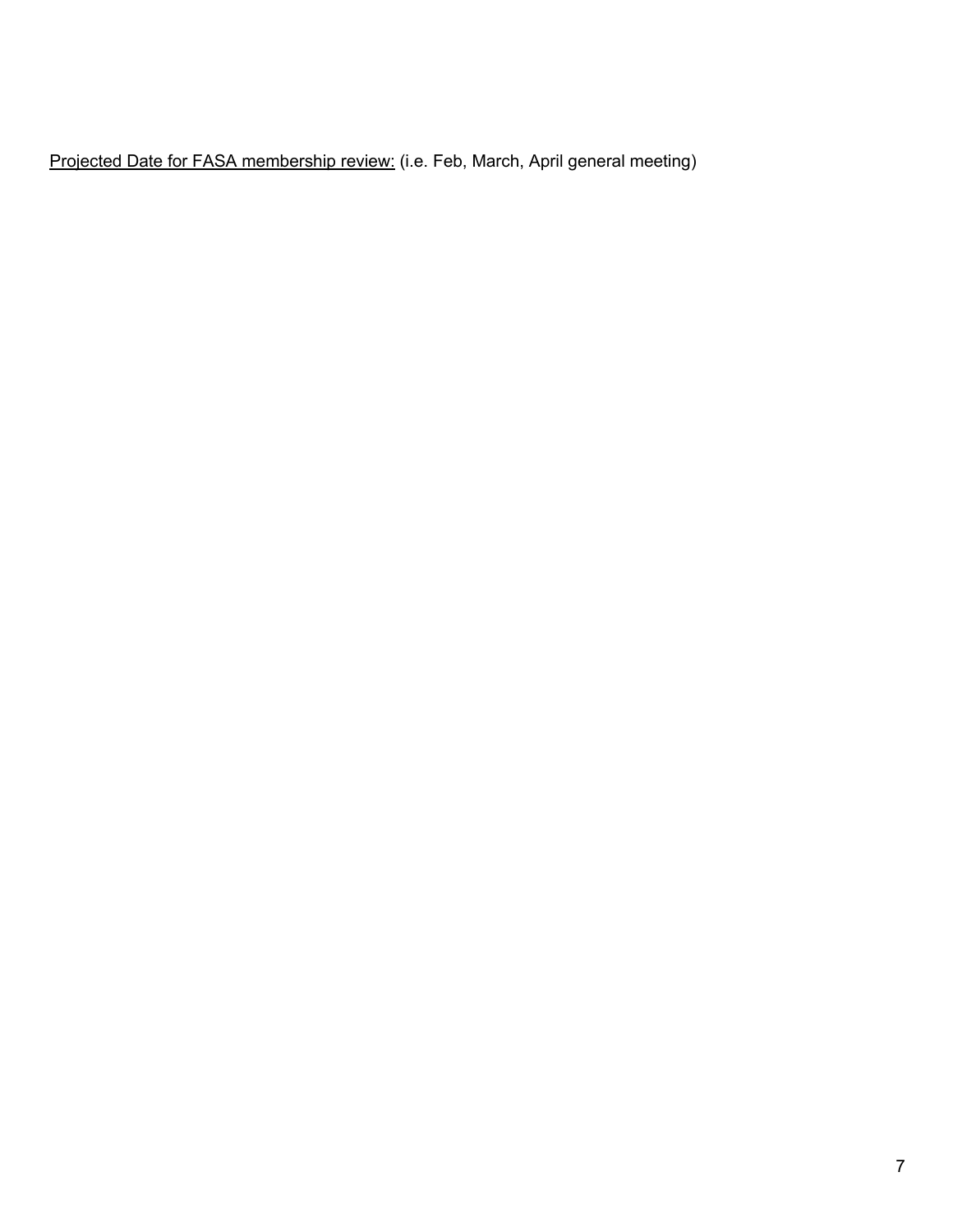<u>Projected Date for FASA membership review:</u> (i.e. Feb, March, April general meeting)